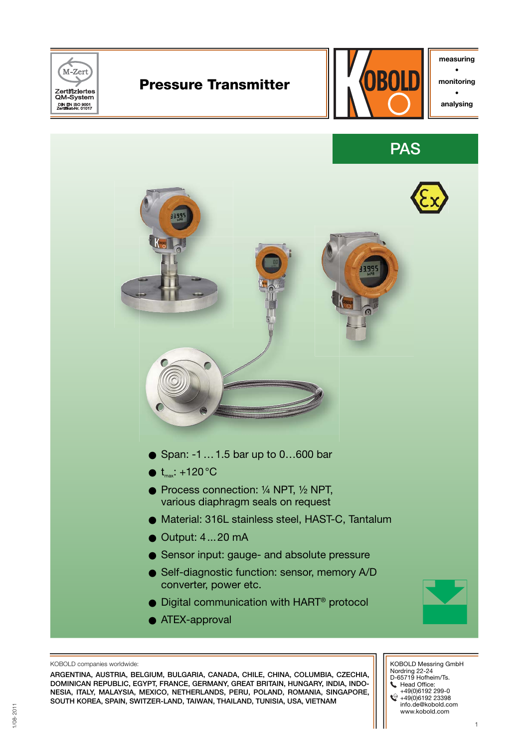# Pressure Transmitter

measuring • monitoring • analysing

## PAS

- Span: -1 … 1.5 bar up to 0…600 bar
- $t_{max}$: +120 °C
- Process connection: ¼ NPT, ½ NPT, various diaphragm seals on request
- Material: 316L stainless steel, HAST-C, Tantalum
- Output: 4 … 20 mA
- Sensor input: gauge- and absolute pressure
- Self-diagnostic function: sensor, memory A/D converter, power etc.
- Digital communication with HART® protocol
- ATEX-approval

KOBOLD companies worldwide:

ARGENTINA, AUSTRIA, BELGIUM, BULGARIA, CANADA, CHILE, CHINA, COLUMBIA, CZECHIA, DOMINICAN REPUBLIC, EGYPT, FRANCE, GERMANY, GREAT BRITAIN, HUNGARY, INDIA, INDONESIA, ITALY, MALAYSIA, MEXICO, NETHERLANDS, PERU, POLAND, ROMANIA, SINGAPORE, SOUTH KOREA, SPAIN, SWITZER-LAND, TAIWAN, THAILAND, TUNISIA, USA, VIETNAM

KOBOLD Messring GmbH
Nordring 22-24
D-65719 Hofheim/Ts.
Head Office:
+49(0)6192 299-0
+49(0)6192 23398
info.de@kobold.com
www.kobold.com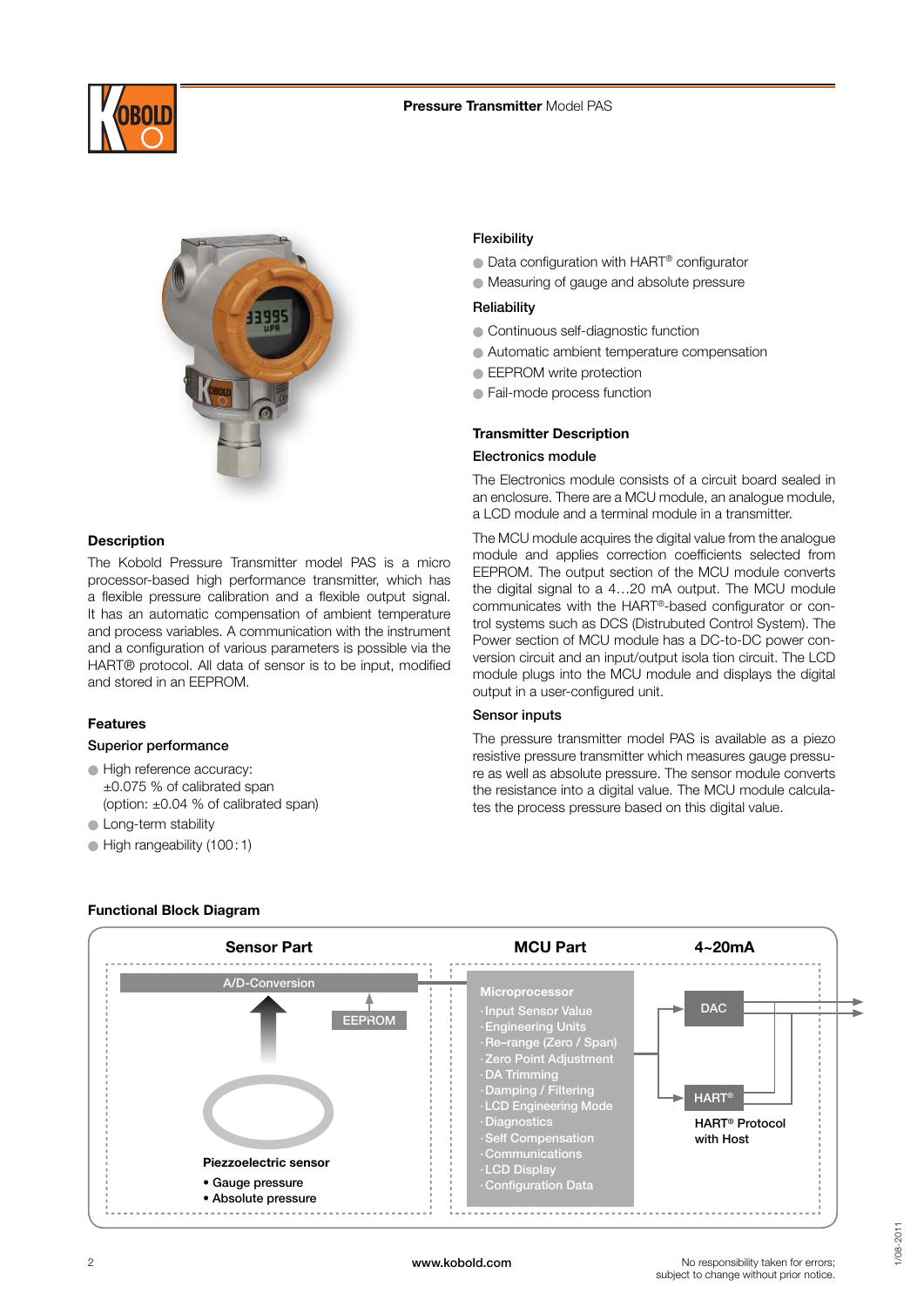## Description

The Kobold Pressure Transmitter model PAS is a micro processor-based high performance transmitter, which has a flexible pressure calibration and a flexible output signal. It has an automatic compensation of ambient temperature and process variables. A communication with the instrument and a configuration of various parameters is possible via the HART® protocol. All data of sensor is to be input, modified and stored in an EEPROM.

## Features

### Superior performance

- High reference accuracy: ±0.075 % of calibrated span (option: ±0.04 % of calibrated span)
- Long-term stability
- High rangeability (100 : 1)

### Flexibility

- Data configuration with HART® configurator
- Measuring of gauge and absolute pressure

### Reliability

- Continuous self-diagnostic function
- Automatic ambient temperature compensation
- EEPROM write protection
- Fail-mode process function

## Transmitter Description

### Electronics module

The Electronics module consists of a circuit board sealed in an enclosure. There are a MCU module, an analogue module, a LCD module and a terminal module in a transmitter.

The MCU module acquires the digital value from the analogue module and applies correction coefficients selected from EEPROM. The output section of the MCU module converts the digital signal to a 4…20 mA output. The MCU module communicates with the HART®-based configurator or control systems such as DCS (Distrubuted Control System). The Power section of MCU module has a DC-to-DC power conversion circuit and an input/output isola tion circuit. The LCD module plugs into the MCU module and displays the digital output in a user-configured unit.

### Sensor inputs

The pressure transmitter model PAS is available as a piezo resistive pressure transmitter which measures gauge pressure as well as absolute pressure. The sensor module converts the resistance into a digital value. The MCU module calculates the process pressure based on this digital value.

## Functional Block Diagram

**Sensor Part**

A/D-Conversion

EEPROM

Piezoelectric sensor
- Gauge pressure
- Absolute pressure

**MCU Part**

Microprocessor
- Input Sensor Value
- Engineering Units
- Re–range (Zero / Span)
- Zero Point Adjustment
- DA Trimming
- Damping / Filtering
- LCD Engineering Mode
- Diagnostics
- Self Compensation
- Communications
- LCD Display
- Configuration Data

**4~20mA**

DAC

HART®

HART® Protocol with Host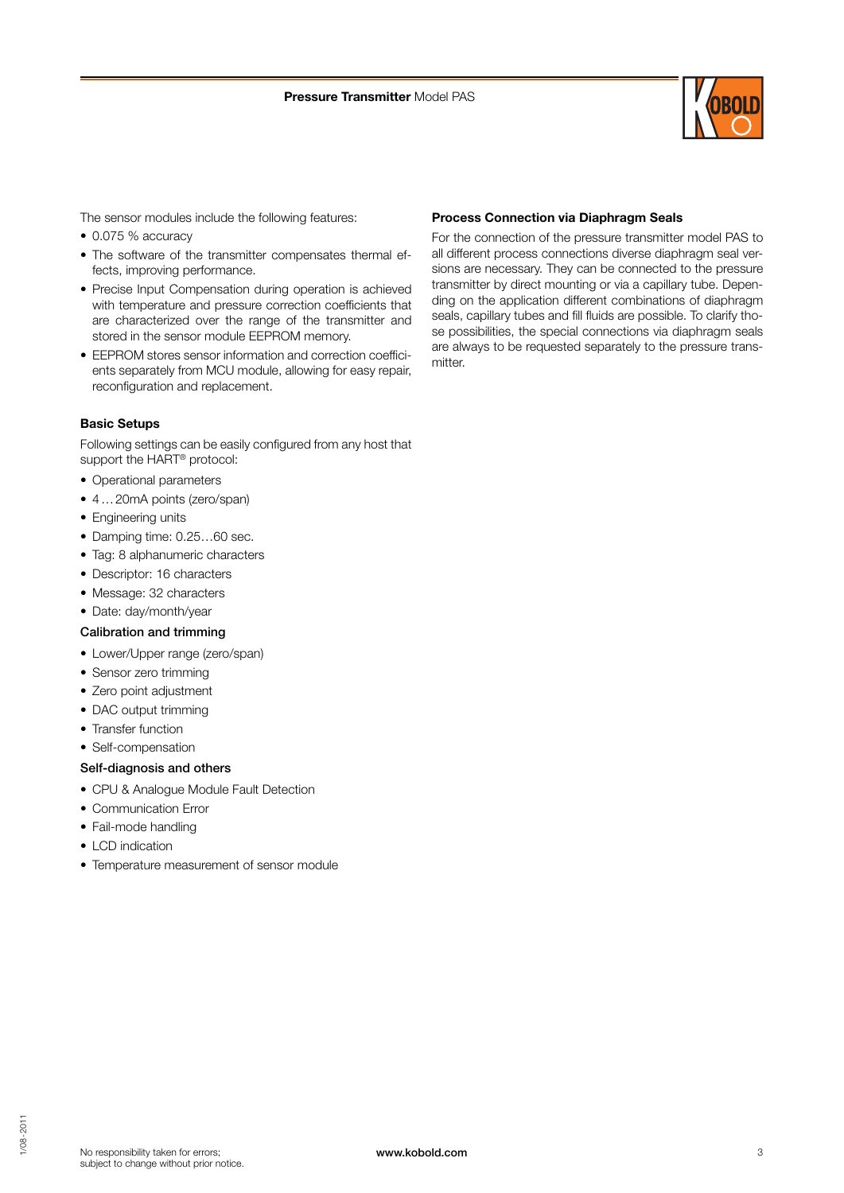The sensor modules include the following features:

- 0.075 % accuracy
- The software of the transmitter compensates thermal effects, improving performance.
- Precise Input Compensation during operation is achieved with temperature and pressure correction coefficients that are characterized over the range of the transmitter and stored in the sensor module EEPROM memory.
- EEPROM stores sensor information and correction coefficients separately from MCU module, allowing for easy repair, reconfiguration and replacement.

**Basic Setups**

Following settings can be easily configured from any host that support the HART® protocol:

- Operational parameters
- 4…20mA points (zero/span)
- Engineering units
- Damping time: 0.25…60 sec.
- Tag: 8 alphanumeric characters
- Descriptor: 16 characters
- Message: 32 characters
- Date: day/month/year

**Calibration and trimming**

- Lower/Upper range (zero/span)
- Sensor zero trimming
- Zero point adjustment
- DAC output trimming
- Transfer function
- Self-compensation

**Self-diagnosis and others**

- CPU & Analogue Module Fault Detection
- Communication Error
- Fail-mode handling
- LCD indication
- Temperature measurement of sensor module

**Process Connection via Diaphragm Seals**

For the connection of the pressure transmitter model PAS to all different process connections diverse diaphragm seal versions are necessary. They can be connected to the pressure transmitter by direct mounting or via a capillary tube. Depending on the application different combinations of diaphragm seals, capillary tubes and fill fluids are possible. To clarify those possibilities, the special connections via diaphragm seals are always to be requested separately to the pressure transmitter.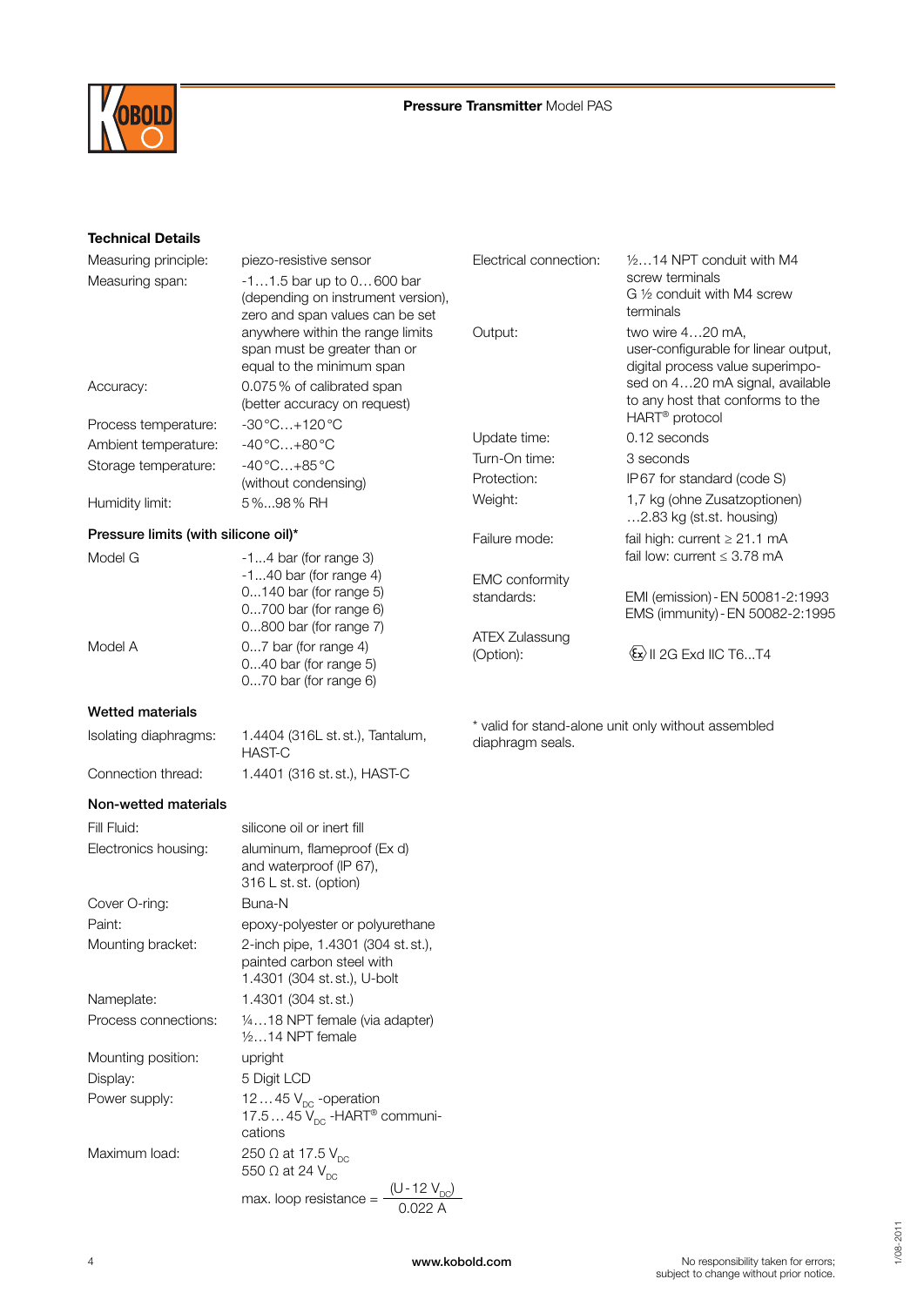## Technical Details

| | |
|---|---|
| Measuring principle: | piezo-resistive sensor |
| Measuring span: | -1…1.5 bar up to 0…600 bar (depending on instrument version), zero and span values can be set anywhere within the range limits span must be greater than or equal to the minimum span |
| Accuracy: | 0.075 % of calibrated span (better accuracy on request) |
| Process temperature: | -30 °C…+120 °C |
| Ambient temperature: | -40 °C…+80 °C |
| Storage temperature: | -40 °C…+85 °C (without condensing) |
| Humidity limit: | 5 %...98 % RH |

### Pressure limits (with silicone oil)*

| | |
|---|---|
| Model G | -1...4 bar (for range 3)<br>-1...40 bar (for range 4)<br>0...140 bar (for range 5)<br>0...700 bar (for range 6)<br>0...800 bar (for range 7) |
| Model A | 0...7 bar (for range 4)<br>0...40 bar (for range 5)<br>0...70 bar (for range 6) |

### Wetted materials

| | |
|---|---|
| Isolating diaphragms: | 1.4404 (316L st. st.), Tantalum, HAST-C |
| Connection thread: | 1.4401 (316 st. st.), HAST-C |

### Non-wetted materials

| | |
|---|---|
| Fill Fluid: | silicone oil or inert fill |
| Electronics housing: | aluminum, flameproof (Ex d) and waterproof (IP 67), 316 L st. st. (option) |
| Cover O-ring: | Buna-N |
| Paint: | epoxy-polyester or polyurethane |
| Mounting bracket: | 2-inch pipe, 1.4301 (304 st. st.), painted carbon steel with 1.4301 (304 st. st.), U-bolt |
| Nameplate: | 1.4301 (304 st. st.) |
| Process connections: | ¼…18 NPT female (via adapter)<br>½…14 NPT female |
| Mounting position: | upright |
| Display: | 5 Digit LCD |
| Power supply: | 12…45 $V_{DC}$ -operation<br>17.5…45 $V_{DC}$ -HART® communications |
| Maximum load: | 250 Ω at 17.5 $V_{DC}$<br>550 Ω at 24 $V_{DC}$<br>max. loop resistance = $\frac{(U - 12\ V_{DC})}{0.022\ A}$ |
| Electrical connection: | ½…14 NPT conduit with M4 screw terminals<br>G ½ conduit with M4 screw terminals |
| Output: | two wire 4…20 mA, user-configurable for linear output, digital process value superimposed on 4…20 mA signal, available to any host that conforms to the HART® protocol |
| Update time: | 0.12 seconds |
| Turn-On time: | 3 seconds |
| Protection: | IP 67 for standard (code S) |
| Weight: | 1,7 kg (ohne Zusatzoptionen)<br>…2.83 kg (st.st. housing) |
| Failure mode: | fail high: current ≥ 21.1 mA<br>fail low: current ≤ 3.78 mA |
| EMC conformity standards: | EMI (emission) - EN 50081-2:1993<br>EMS (immunity) - EN 50082-2:1995 |
| ATEX Zulassung (Option): | Ex II 2G Exd IIC T6...T4 |

\* valid for stand-alone unit only without assembled diaphragm seals.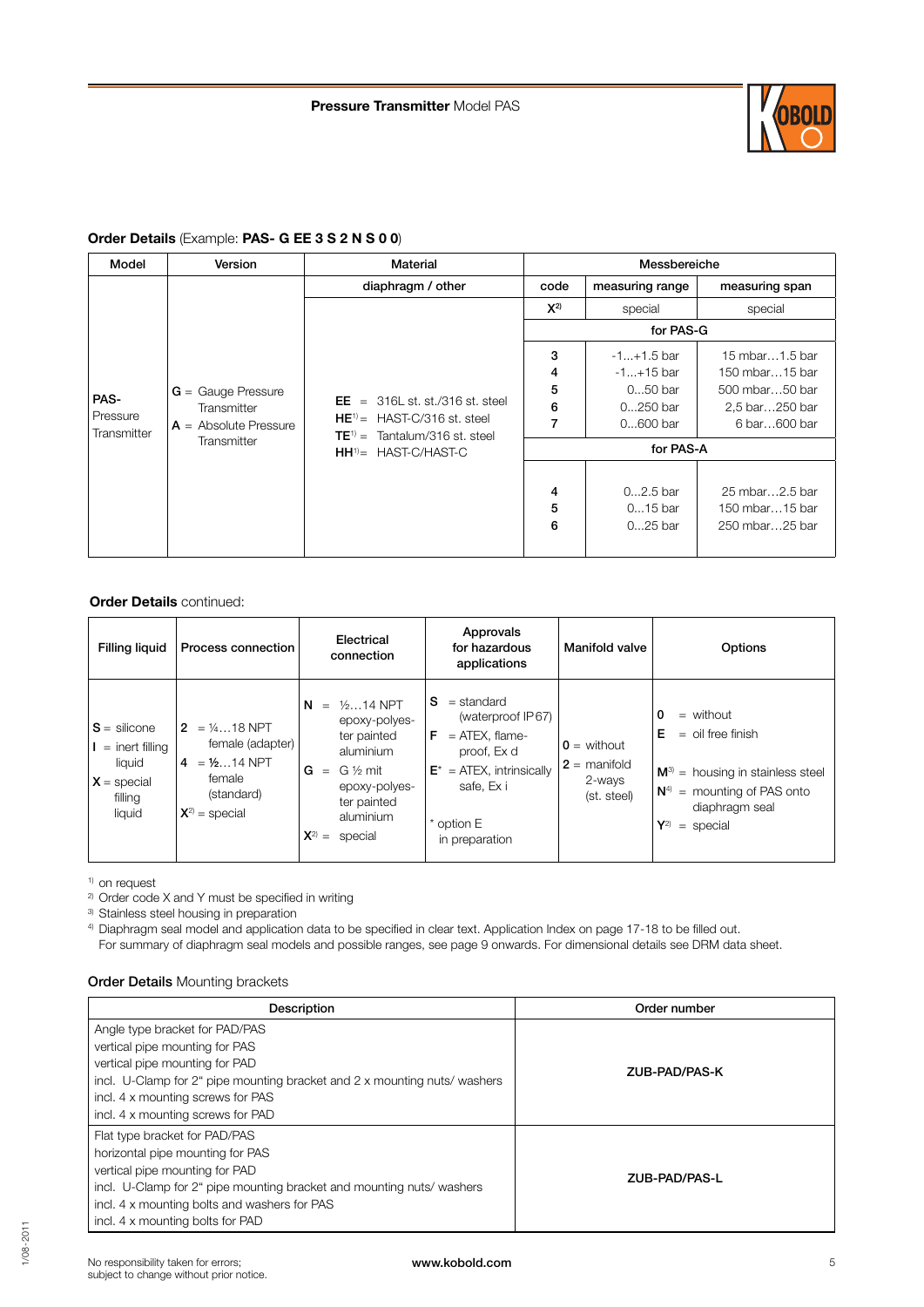### Order Details (Example: **PAS- G EE 3 S 2 N S 0 0**)

| Model | Version | Material | Messbereiche | | |
|---|---|---|---|---|---|
| | | diaphragm / other | code | measuring range | measuring span |
| PAS-<br>Pressure Transmitter | **G** = Gauge Pressure Transmitter<br>**A** = Absolute Pressure Transmitter | **EE** = 316L st. st./316 st. steel<br>**HE**[1] = HAST-C/316 st. steel<br>**TE**[1] = Tantalum/316 st. steel<br>**HH**[1] = HAST-C/HAST-C | **X**[2] | special | special |
| | | | **for PAS-G** | | |
| | | | **3** | -1…+1.5 bar | 15 mbar…1.5 bar |
| | | | **4** | -1…+15 bar | 150 mbar…15 bar |
| | | | **5** | 0…50 bar | 500 mbar…50 bar |
| | | | **6** | 0…250 bar | 2,5 bar…250 bar |
| | | | **7** | 0…600 bar | 6 bar…600 bar |
| | | | **for PAS-A** | | |
| | | | **4** | 0…2.5 bar | 25 mbar…2.5 bar |
| | | | **5** | 0…15 bar | 150 mbar…15 bar |
| | | | **6** | 0…25 bar | 250 mbar…25 bar |

**Order Details** continued:

| Filling liquid | Process connection | Electrical connection | Approvals for hazardous applications | Manifold valve | Options |
|---|---|---|---|---|---|
| **S** = silicone<br>**I** = inert filling liquid<br>**X** = special filling liquid | **2** = ¼…18 NPT female (adapter)<br>**4** = ½…14 NPT female (standard)<br>**X**[2] = special | **N** = ½…14 NPT epoxy-polyester painted aluminium<br>**G** = G ½ mit epoxy-polyester painted aluminium<br>**X**[2] = special | **S** = standard (waterproof IP67)<br>**F** = ATEX, flame-proof, Ex d<br>**E**\* = ATEX, intrinsically safe, Ex i<br><br>\* option E in preparation | **0** = without<br>**2** = manifold 2-ways (st. steel) | **0** = without<br>**E** = oil free finish<br>**M**[3] = housing in stainless steel<br>**N**[4] = mounting of PAS onto diaphragm seal<br>**Y**[2] = special |

[1] on request  
[2] Order code X and Y must be specified in writing  
[3] Stainless steel housing in preparation  
[4] Diaphragm seal model and application data to be specified in clear text. Application Index on page 17-18 to be filled out.  
For summary of diaphragm seal models and possible ranges, see page 9 onwards. For dimensional details see DRM data sheet.

### Order Details Mounting brackets

| Description | Order number |
|---|---|
| Angle type bracket for PAD/PAS<br>vertical pipe mounting for PAS<br>vertical pipe mounting for PAD<br>incl. U-Clamp for 2" pipe mounting bracket and 2 x mounting nuts/ washers<br>incl. 4 x mounting screws for PAS<br>incl. 4 x mounting screws for PAD | **ZUB-PAD/PAS-K** |
| Flat type bracket for PAD/PAS<br>horizontal pipe mounting for PAS<br>vertical pipe mounting for PAD<br>incl. U-Clamp for 2" pipe mounting bracket and mounting nuts/ washers<br>incl. 4 x mounting bolts and washers for PAS<br>incl. 4 x mounting bolts for PAD | **ZUB-PAD/PAS-L** |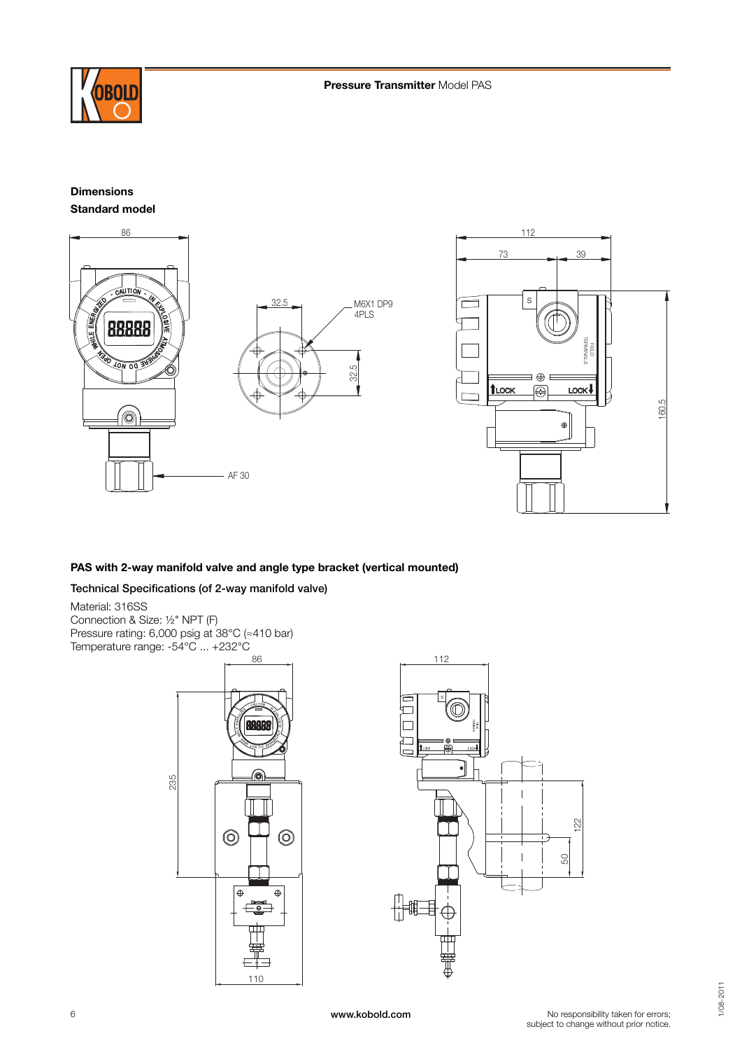## Dimensions

### Standard model

86

32.5

M6X1 DP9
4PLS

32.5

AF 30

112

73

39

160.5

### PAS with 2-way manifold valve and angle type bracket (vertical mounted)

**Technical Specifications (of 2-way manifold valve)**

Material: 316SS
Connection & Size: ½" NPT (F)
Pressure rating: 6,000 psig at 38°C (≈410 bar)
Temperature range: -54°C ... +232°C

86

235

110

112

122

50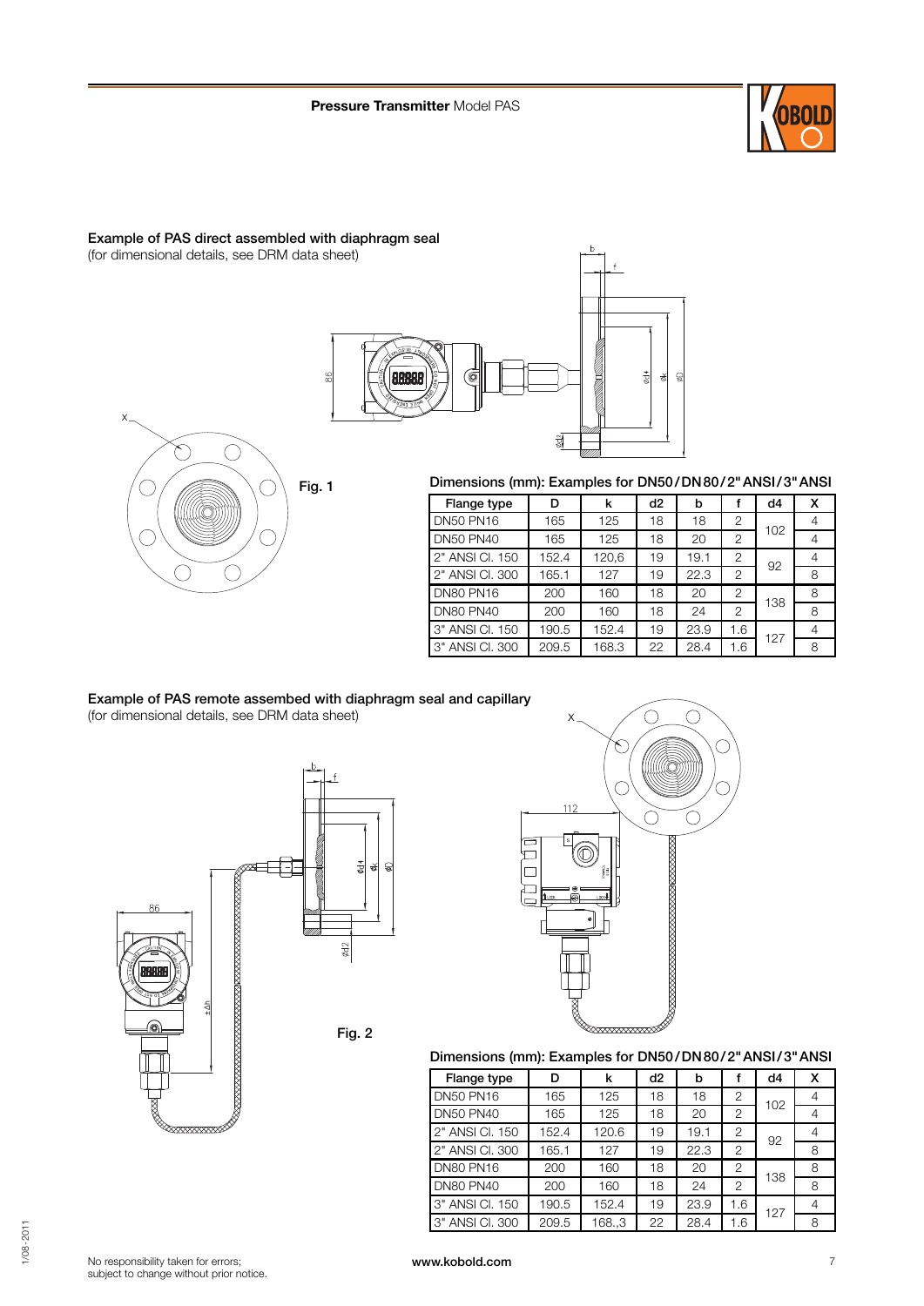### Example of PAS direct assembled with diaphragm seal

(for dimensional details, see DRM data sheet)

Fig. 1

**Dimensions (mm): Examples for DN50/DN80/2" ANSI/3" ANSI**

| Flange type | D | k | d2 | b | f | d4 | X |
|---|---|---|---|---|---|---|---|
| DN50 PN16 | 165 | 125 | 18 | 18 | 2 | 102 | 4 |
| DN50 PN40 | 165 | 125 | 18 | 20 | 2 | | 4 |
| 2" ANSI Cl. 150 | 152.4 | 120,6 | 19 | 19.1 | 2 | 92 | 4 |
| 2" ANSI Cl. 300 | 165.1 | 127 | 19 | 22.3 | 2 | | 8 |
| DN80 PN16 | 200 | 160 | 18 | 20 | 2 | 138 | 8 |
| DN80 PN40 | 200 | 160 | 18 | 24 | 2 | | 8 |
| 3" ANSI Cl. 150 | 190.5 | 152.4 | 19 | 23.9 | 1.6 | 127 | 4 |
| 3" ANSI Cl. 300 | 209.5 | 168.3 | 22 | 28.4 | 1.6 | | 8 |

### Example of PAS remote assembed with diaphragm seal and capillary

(for dimensional details, see DRM data sheet)

Fig. 2

**Dimensions (mm): Examples for DN50/DN80/2" ANSI/3" ANSI**

| Flange type | D | k | d2 | b | f | d4 | X |
|---|---|---|---|---|---|---|---|
| DN50 PN16 | 165 | 125 | 18 | 18 | 2 | 102 | 4 |
| DN50 PN40 | 165 | 125 | 18 | 20 | 2 | | 4 |
| 2" ANSI Cl. 150 | 152.4 | 120.6 | 19 | 19.1 | 2 | 92 | 4 |
| 2" ANSI Cl. 300 | 165.1 | 127 | 19 | 22.3 | 2 | | 8 |
| DN80 PN16 | 200 | 160 | 18 | 20 | 2 | 138 | 8 |
| DN80 PN40 | 200 | 160 | 18 | 24 | 2 | | 8 |
| 3" ANSI Cl. 150 | 190.5 | 152.4 | 19 | 23.9 | 1.6 | 127 | 4 |
| 3" ANSI Cl. 300 | 209.5 | 168.,3 | 22 | 28.4 | 1.6 | | 8 |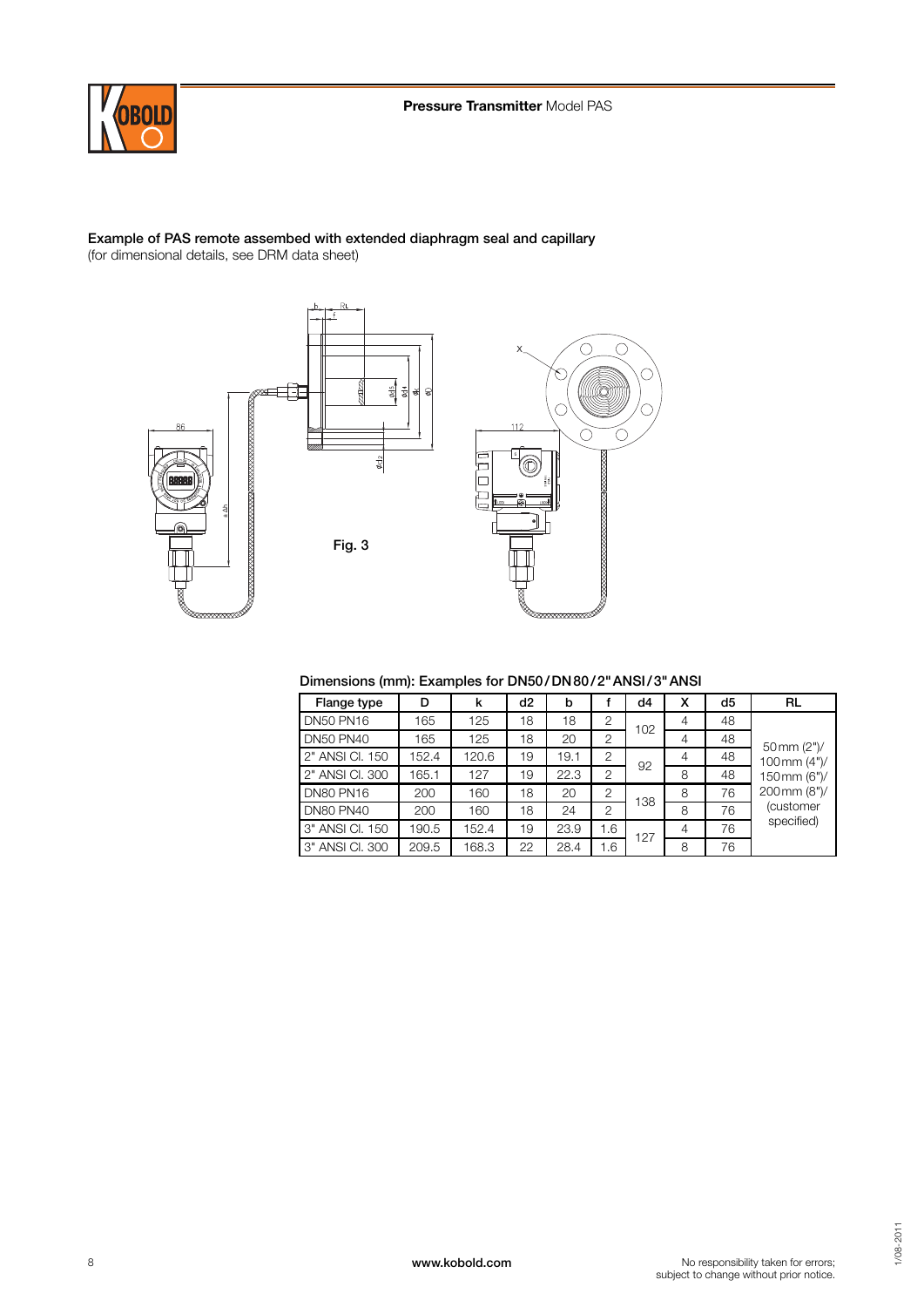## Example of PAS remote assembed with extended diaphragm seal and capillary

(for dimensional details, see DRM data sheet)

Fig. 3

**Dimensions (mm): Examples for DN50 / DN 80 / 2" ANSI / 3" ANSI**

| Flange type | D | k | d2 | b | f | d4 | X | d5 | RL |
|---|---|---|---|---|---|---|---|---|---|
| DN50 PN16 | 165 | 125 | 18 | 18 | 2 | 102 | 4 | 48 | 50 mm (2")/ 100 mm (4")/ 150 mm (6")/ 200 mm (8")/ (customer specified) |
| DN50 PN40 | 165 | 125 | 18 | 20 | 2 | | 4 | 48 | |
| 2" ANSI Cl. 150 | 152.4 | 120.6 | 19 | 19.1 | 2 | 92 | 4 | 48 | |
| 2" ANSI Cl. 300 | 165.1 | 127 | 19 | 22.3 | 2 | | 8 | 48 | |
| DN80 PN16 | 200 | 160 | 18 | 20 | 2 | 138 | 8 | 76 | |
| DN80 PN40 | 200 | 160 | 18 | 24 | 2 | | 8 | 76 | |
| 3" ANSI Cl. 150 | 190.5 | 152.4 | 19 | 23.9 | 1.6 | 127 | 4 | 76 | |
| 3" ANSI Cl. 300 | 209.5 | 168.3 | 22 | 28.4 | 1.6 | | 8 | 76 | |

www.kobold.com

No responsibility taken for errors; subject to change without prior notice.

1/08-2011